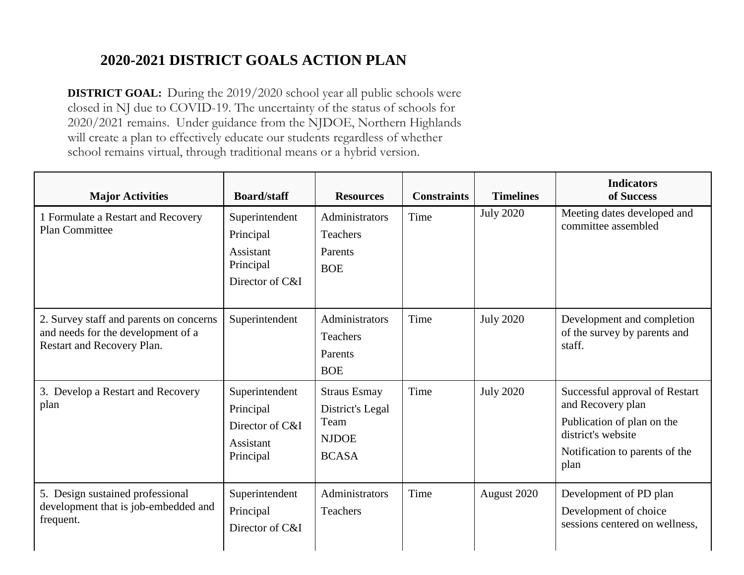## 2020-2021 DISTRICT GOALS ACTION PLAN

**DISTRICT GOAL:** During the 2019/2020 school year all public schools were closed in NJ due to COVID-19. The uncertainty of the status of schools for 2020/2021 remains. Under guidance from the NJDOE, Northern Highlands will create a plan to effectively educate our students regardless of whether school remains virtual, through traditional means or a hybrid version.

| Major Activities | Board/staff | Resources | Constraints | Timelines | Indicators of Success |
|---|---|---|---|---|---|
| 1 Formulate a Restart and Recovery Plan Committee | Superintendent<br>Principal<br>Assistant Principal<br>Director of C&I | Administrators<br>Teachers<br>Parents<br>BOE | Time | July 2020 | Meeting dates developed and committee assembled |
| 2. Survey staff and parents on concerns and needs for the development of a Restart and Recovery Plan. | Superintendent | Administrators<br>Teachers<br>Parents<br>BOE | Time | July 2020 | Development and completion of the survey by parents and staff. |
| 3. Develop a Restart and Recovery plan | Superintendent<br>Principal<br>Director of C&I<br>Assistant Principal | Straus Esmay<br>District's Legal Team<br>NJDOE<br>BCASA | Time | July 2020 | Successful approval of Restart and Recovery plan<br>Publication of plan on the district's website<br>Notification to parents of the plan |
| 5. Design sustained professional development that is job-embedded and frequent. | Superintendent<br>Principal<br>Director of C&I | Administrators<br>Teachers | Time | August 2020 | Development of PD plan<br>Development of choice sessions centered on wellness, |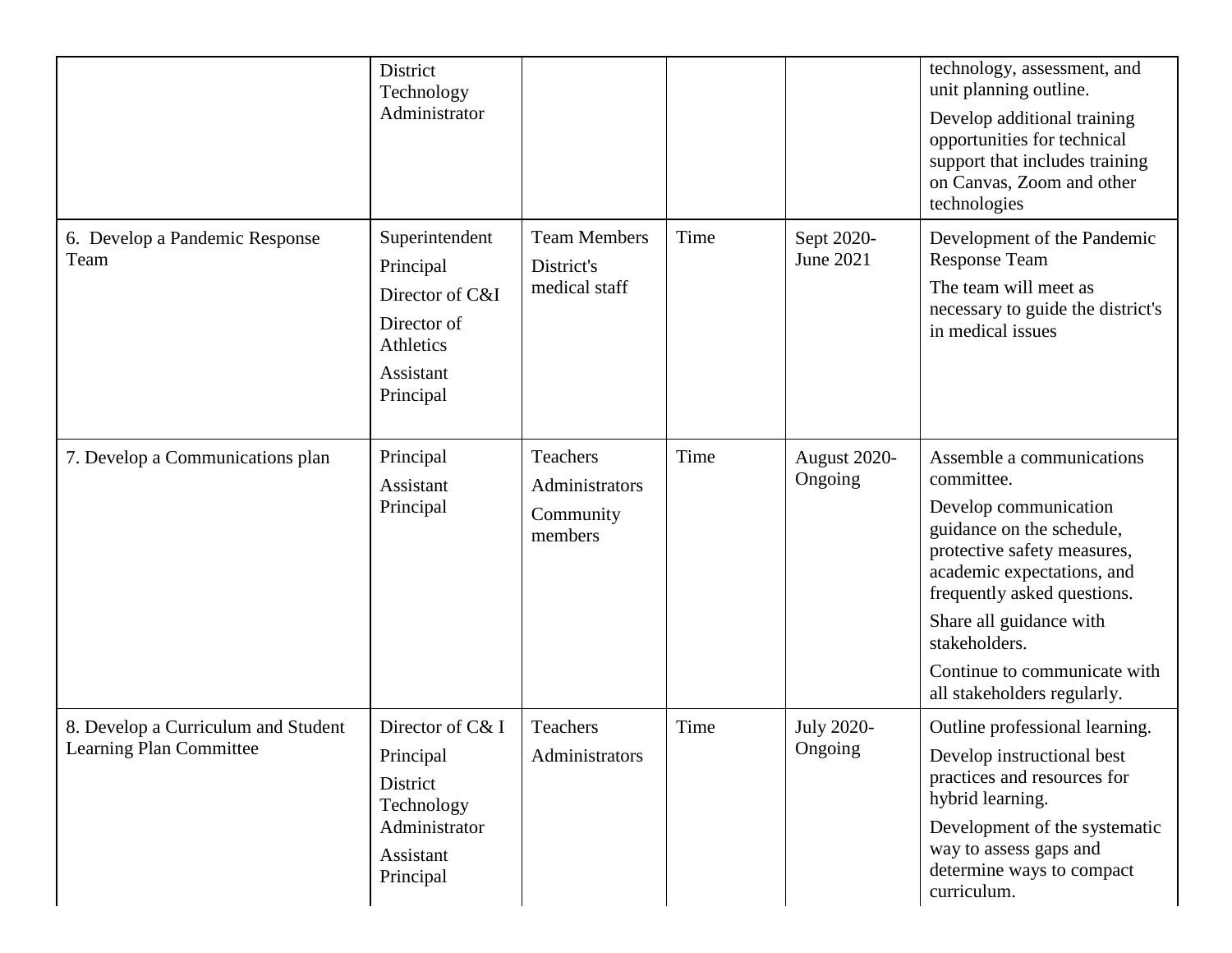| | | | | | |
|---|---|---|---|---|---|
| | District Technology Administrator | | | | technology, assessment, and unit planning outline.<br>Develop additional training opportunities for technical support that includes training on Canvas, Zoom and other technologies |
| 6. Develop a Pandemic Response Team | Superintendent<br>Principal<br>Director of C&I<br>Director of Athletics<br>Assistant Principal | Team Members<br>District's medical staff | Time | Sept 2020-June 2021 | Development of the Pandemic Response Team<br>The team will meet as necessary to guide the district's in medical issues |
| 7. Develop a Communications plan | Principal<br>Assistant Principal | Teachers<br>Administrators<br>Community members | Time | August 2020-Ongoing | Assemble a communications committee.<br>Develop communication guidance on the schedule, protective safety measures, academic expectations, and frequently asked questions.<br>Share all guidance with stakeholders.<br>Continue to communicate with all stakeholders regularly. |
| 8. Develop a Curriculum and Student Learning Plan Committee | Director of C& I<br>Principal<br>District Technology Administrator<br>Assistant Principal | Teachers<br>Administrators | Time | July 2020-Ongoing | Outline professional learning.<br>Develop instructional best practices and resources for hybrid learning.<br>Development of the systematic way to assess gaps and determine ways to compact curriculum. |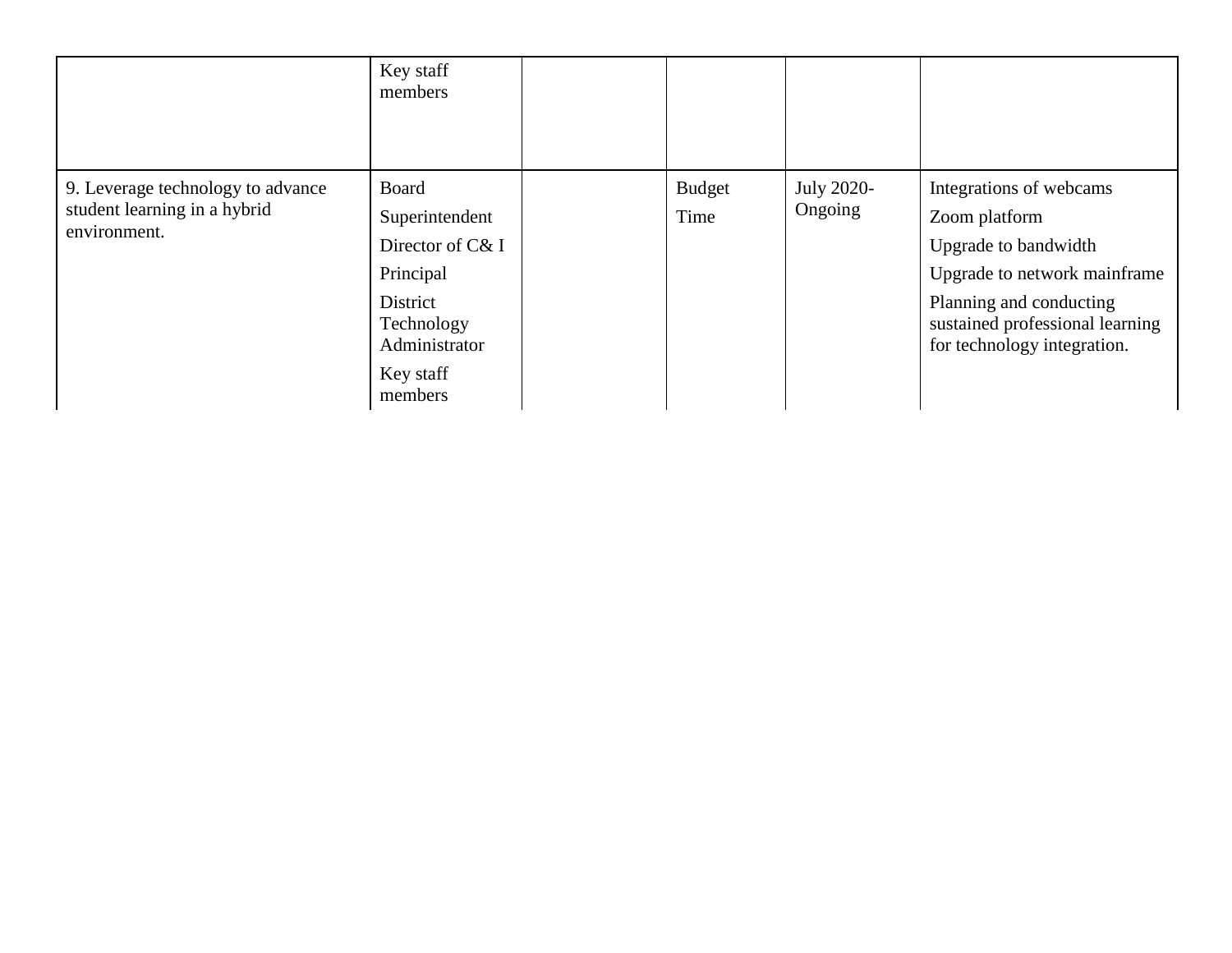| | | | | | |
|---|---|---|---|---|---|
| | Key staff members | | | | |
| 9. Leverage technology to advance student learning in a hybrid environment. | Board<br>Superintendent<br>Director of C& I<br>Principal<br>District Technology Administrator<br>Key staff members | | Budget<br>Time | July 2020-Ongoing | Integrations of webcams<br>Zoom platform<br>Upgrade to bandwidth<br>Upgrade to network mainframe<br>Planning and conducting sustained professional learning for technology integration. |